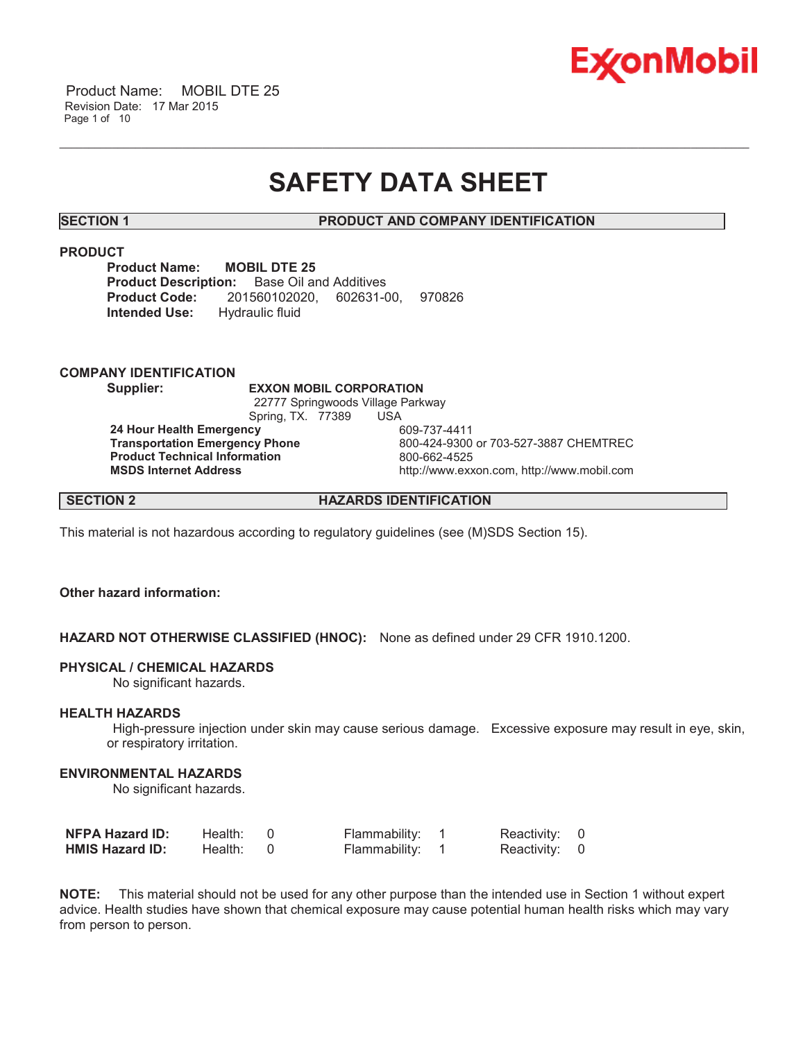# SAFETY DATA SHEET

## SECTION 1 PRODUCT AND COMPANY IDENTIFICATION

### PRODUCT

**Product Name:** **MOBIL DTE 25**
**Product Description:** Base Oil and Additives
**Product Code:** 201560102020, 602631-00, 970826
**Intended Use:** Hydraulic fluid

### COMPANY IDENTIFICATION

**Supplier:** **EXXON MOBIL CORPORATION**
22777 Springwoods Village Parkway
Spring, TX. 77389 USA

| | |
|---|---|
| **24 Hour Health Emergency** | 609-737-4411 |
| **Transportation Emergency Phone** | 800-424-9300 or 703-527-3887 CHEMTREC |
| **Product Technical Information** | 800-662-4525 |
| **MSDS Internet Address** | http://www.exxon.com, http://www.mobil.com |

## SECTION 2 HAZARDS IDENTIFICATION

This material is not hazardous according to regulatory guidelines (see (M)SDS Section 15).

**Other hazard information:**

**HAZARD NOT OTHERWISE CLASSIFIED (HNOC):** None as defined under 29 CFR 1910.1200.

### PHYSICAL / CHEMICAL HAZARDS

No significant hazards.

### HEALTH HAZARDS

High-pressure injection under skin may cause serious damage. Excessive exposure may result in eye, skin, or respiratory irritation.

### ENVIRONMENTAL HAZARDS

No significant hazards.

| | | | |
|---|---|---|---|
| **NFPA Hazard ID:** | Health: 0 | Flammability: 1 | Reactivity: 0 |
| **HMIS Hazard ID:** | Health: 0 | Flammability: 1 | Reactivity: 0 |

**NOTE:** This material should not be used for any other purpose than the intended use in Section 1 without expert advice. Health studies have shown that chemical exposure may cause potential human health risks which may vary from person to person.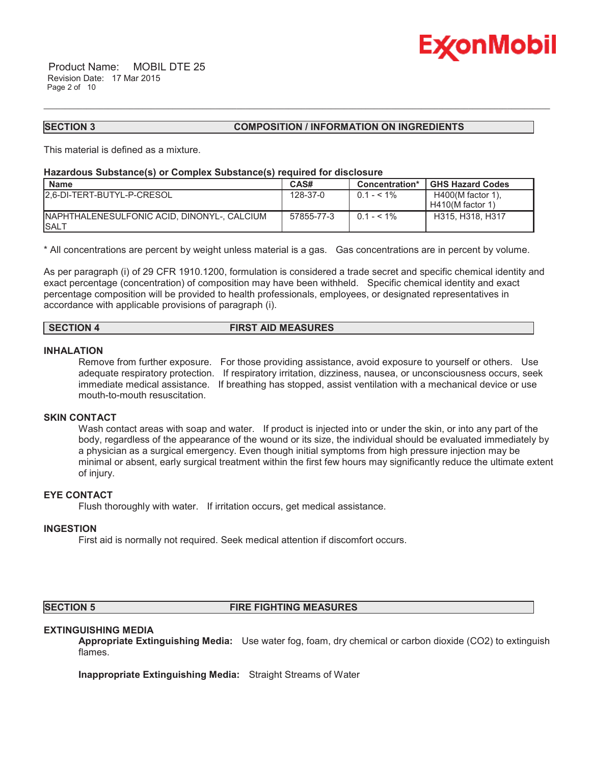## SECTION 3 COMPOSITION / INFORMATION ON INGREDIENTS

This material is defined as a mixture.

**Hazardous Substance(s) or Complex Substance(s) required for disclosure**

| Name | CAS# | Concentration* | GHS Hazard Codes |
|---|---|---|---|
| 2,6-DI-TERT-BUTYL-P-CRESOL | 128-37-0 | 0.1 - < 1% | H400(M factor 1), H410(M factor 1) |
| NAPHTHALENESULFONIC ACID, DINONYL-, CALCIUM SALT | 57855-77-3 | 0.1 - < 1% | H315, H318, H317 |

* All concentrations are percent by weight unless material is a gas. Gas concentrations are in percent by volume.

As per paragraph (i) of 29 CFR 1910.1200, formulation is considered a trade secret and specific chemical identity and exact percentage (concentration) of composition may have been withheld. Specific chemical identity and exact percentage composition will be provided to health professionals, employees, or designated representatives in accordance with applicable provisions of paragraph (i).

## SECTION 4 FIRST AID MEASURES

### INHALATION

Remove from further exposure. For those providing assistance, avoid exposure to yourself or others. Use adequate respiratory protection. If respiratory irritation, dizziness, nausea, or unconsciousness occurs, seek immediate medical assistance. If breathing has stopped, assist ventilation with a mechanical device or use mouth-to-mouth resuscitation.

### SKIN CONTACT

Wash contact areas with soap and water. If product is injected into or under the skin, or into any part of the body, regardless of the appearance of the wound or its size, the individual should be evaluated immediately by a physician as a surgical emergency. Even though initial symptoms from high pressure injection may be minimal or absent, early surgical treatment within the first few hours may significantly reduce the ultimate extent of injury.

### EYE CONTACT

Flush thoroughly with water. If irritation occurs, get medical assistance.

### INGESTION

First aid is normally not required. Seek medical attention if discomfort occurs.

## SECTION 5 FIRE FIGHTING MEASURES

### EXTINGUISHING MEDIA

**Appropriate Extinguishing Media:** Use water fog, foam, dry chemical or carbon dioxide ($CO_2$) to extinguish flames.

**Inappropriate Extinguishing Media:** Straight Streams of Water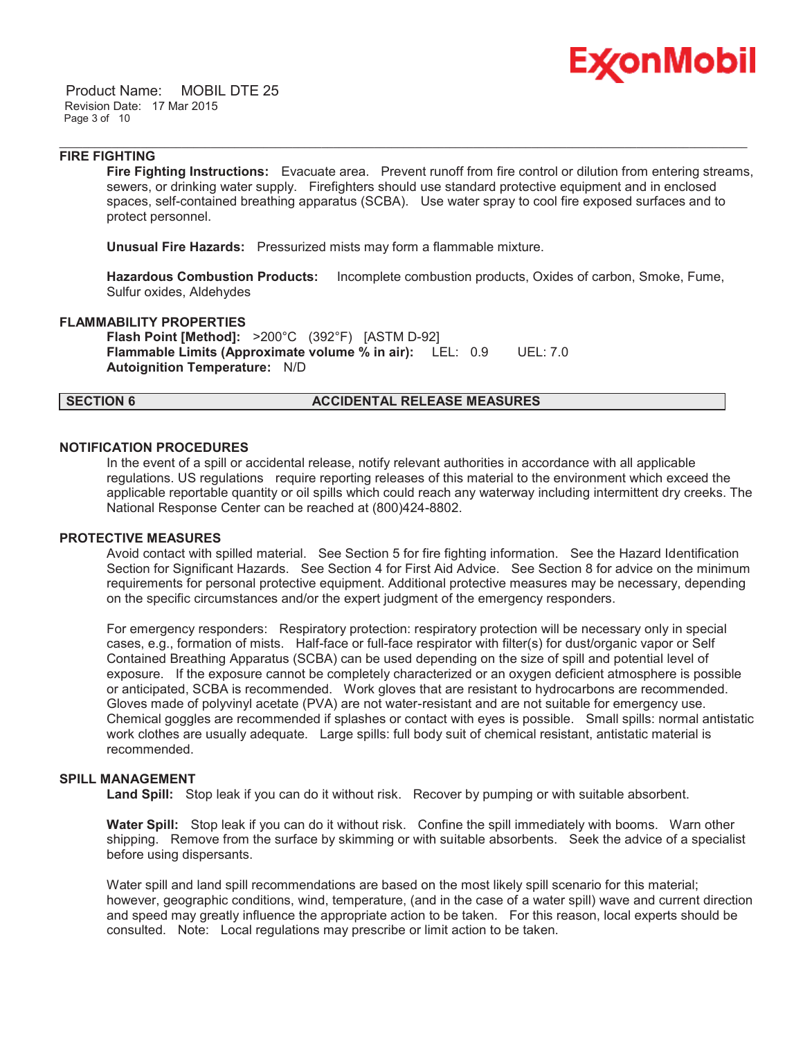### FIRE FIGHTING

**Fire Fighting Instructions:** Evacuate area. Prevent runoff from fire control or dilution from entering streams, sewers, or drinking water supply. Firefighters should use standard protective equipment and in enclosed spaces, self-contained breathing apparatus (SCBA). Use water spray to cool fire exposed surfaces and to protect personnel.

**Unusual Fire Hazards:** Pressurized mists may form a flammable mixture.

**Hazardous Combustion Products:** Incomplete combustion products, Oxides of carbon, Smoke, Fume, Sulfur oxides, Aldehydes

### FLAMMABILITY PROPERTIES

**Flash Point [Method]:** >200°C (392°F) [ASTM D-92]
**Flammable Limits (Approximate volume % in air):** LEL: 0.9 UEL: 7.0
**Autoignition Temperature:** N/D

## SECTION 6 ACCIDENTAL RELEASE MEASURES

### NOTIFICATION PROCEDURES

In the event of a spill or accidental release, notify relevant authorities in accordance with all applicable regulations. US regulations require reporting releases of this material to the environment which exceed the applicable reportable quantity or oil spills which could reach any waterway including intermittent dry creeks. The National Response Center can be reached at (800)424-8802.

### PROTECTIVE MEASURES

Avoid contact with spilled material. See Section 5 for fire fighting information. See the Hazard Identification Section for Significant Hazards. See Section 4 for First Aid Advice. See Section 8 for advice on the minimum requirements for personal protective equipment. Additional protective measures may be necessary, depending on the specific circumstances and/or the expert judgment of the emergency responders.

For emergency responders: Respiratory protection: respiratory protection will be necessary only in special cases, e.g., formation of mists. Half-face or full-face respirator with filter(s) for dust/organic vapor or Self Contained Breathing Apparatus (SCBA) can be used depending on the size of spill and potential level of exposure. If the exposure cannot be completely characterized or an oxygen deficient atmosphere is possible or anticipated, SCBA is recommended. Work gloves that are resistant to hydrocarbons are recommended. Gloves made of polyvinyl acetate (PVA) are not water-resistant and are not suitable for emergency use. Chemical goggles are recommended if splashes or contact with eyes is possible. Small spills: normal antistatic work clothes are usually adequate. Large spills: full body suit of chemical resistant, antistatic material is recommended.

### SPILL MANAGEMENT

**Land Spill:** Stop leak if you can do it without risk. Recover by pumping or with suitable absorbent.

**Water Spill:** Stop leak if you can do it without risk. Confine the spill immediately with booms. Warn other shipping. Remove from the surface by skimming or with suitable absorbents. Seek the advice of a specialist before using dispersants.

Water spill and land spill recommendations are based on the most likely spill scenario for this material; however, geographic conditions, wind, temperature, (and in the case of a water spill) wave and current direction and speed may greatly influence the appropriate action to be taken. For this reason, local experts should be consulted. Note: Local regulations may prescribe or limit action to be taken.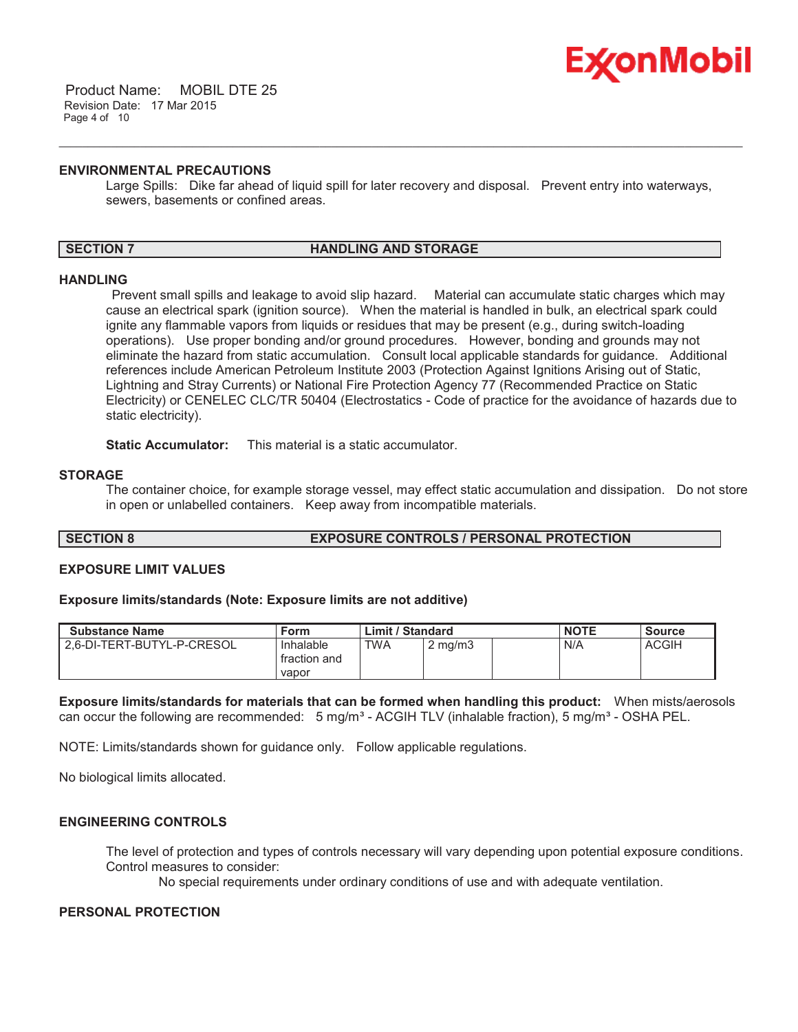### ENVIRONMENTAL PRECAUTIONS

Large Spills: Dike far ahead of liquid spill for later recovery and disposal. Prevent entry into waterways, sewers, basements or confined areas.

## SECTION 7 HANDLING AND STORAGE

### HANDLING

Prevent small spills and leakage to avoid slip hazard. Material can accumulate static charges which may cause an electrical spark (ignition source). When the material is handled in bulk, an electrical spark could ignite any flammable vapors from liquids or residues that may be present (e.g., during switch-loading operations). Use proper bonding and/or ground procedures. However, bonding and grounds may not eliminate the hazard from static accumulation. Consult local applicable standards for guidance. Additional references include American Petroleum Institute 2003 (Protection Against Ignitions Arising out of Static, Lightning and Stray Currents) or National Fire Protection Agency 77 (Recommended Practice on Static Electricity) or CENELEC CLC/TR 50404 (Electrostatics - Code of practice for the avoidance of hazards due to static electricity).

**Static Accumulator:** This material is a static accumulator.

### STORAGE

The container choice, for example storage vessel, may effect static accumulation and dissipation. Do not store in open or unlabelled containers. Keep away from incompatible materials.

## SECTION 8 EXPOSURE CONTROLS / PERSONAL PROTECTION

### EXPOSURE LIMIT VALUES

**Exposure limits/standards (Note: Exposure limits are not additive)**

| Substance Name | Form | Limit / Standard | | | NOTE | Source |
|---|---|---|---|---|---|---|
| 2,6-DI-TERT-BUTYL-P-CRESOL | Inhalable fraction and vapor | TWA | 2 mg/m3 | | N/A | ACGIH |

**Exposure limits/standards for materials that can be formed when handling this product:** When mists/aerosols can occur the following are recommended: 5 mg/m³ - ACGIH TLV (inhalable fraction), 5 mg/m³ - OSHA PEL.

NOTE: Limits/standards shown for guidance only. Follow applicable regulations.

No biological limits allocated.

### ENGINEERING CONTROLS

The level of protection and types of controls necessary will vary depending upon potential exposure conditions. Control measures to consider:

No special requirements under ordinary conditions of use and with adequate ventilation.

### PERSONAL PROTECTION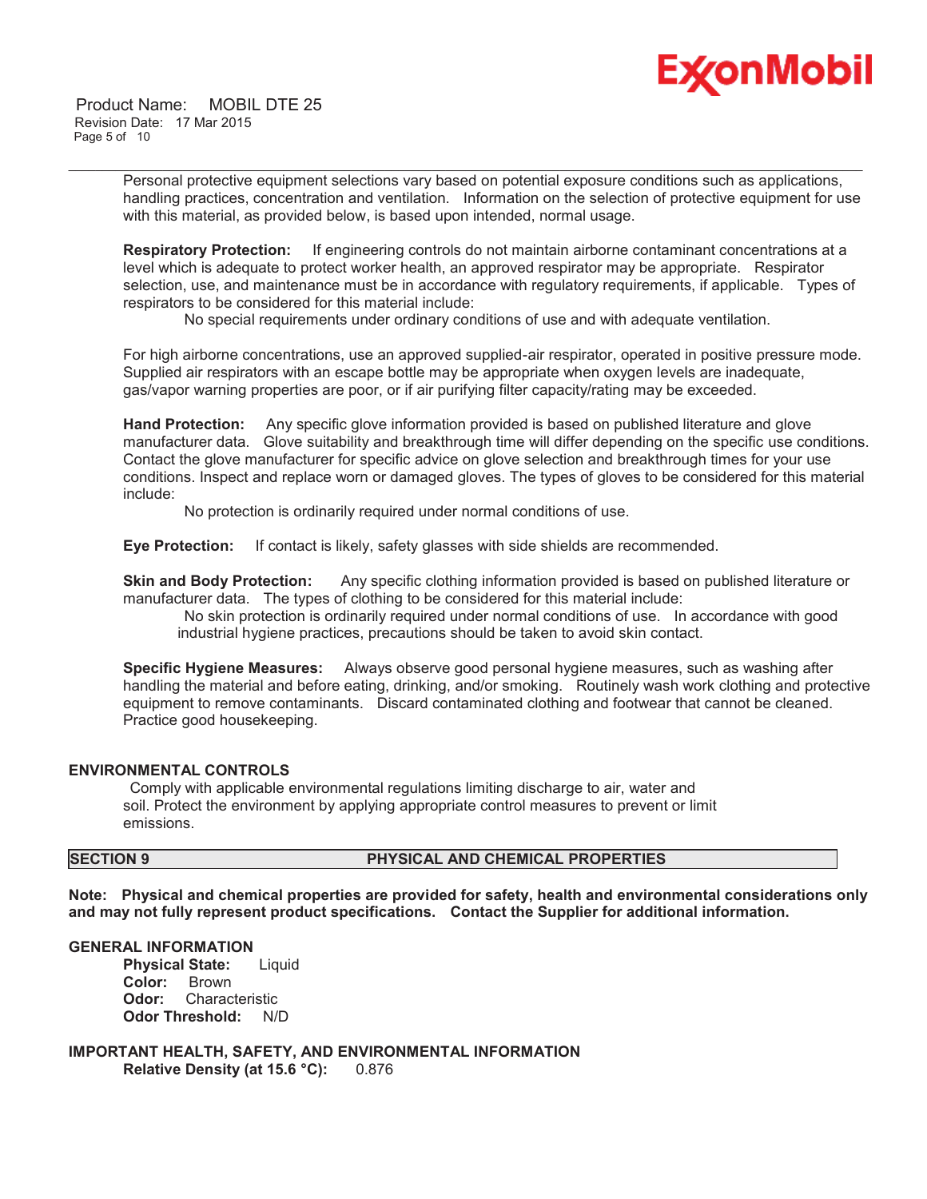Personal protective equipment selections vary based on potential exposure conditions such as applications, handling practices, concentration and ventilation. Information on the selection of protective equipment for use with this material, as provided below, is based upon intended, normal usage.

**Respiratory Protection:** If engineering controls do not maintain airborne contaminant concentrations at a level which is adequate to protect worker health, an approved respirator may be appropriate. Respirator selection, use, and maintenance must be in accordance with regulatory requirements, if applicable. Types of respirators to be considered for this material include:

No special requirements under ordinary conditions of use and with adequate ventilation.

For high airborne concentrations, use an approved supplied-air respirator, operated in positive pressure mode. Supplied air respirators with an escape bottle may be appropriate when oxygen levels are inadequate, gas/vapor warning properties are poor, or if air purifying filter capacity/rating may be exceeded.

**Hand Protection:** Any specific glove information provided is based on published literature and glove manufacturer data. Glove suitability and breakthrough time will differ depending on the specific use conditions. Contact the glove manufacturer for specific advice on glove selection and breakthrough times for your use conditions. Inspect and replace worn or damaged gloves. The types of gloves to be considered for this material include:

No protection is ordinarily required under normal conditions of use.

**Eye Protection:** If contact is likely, safety glasses with side shields are recommended.

**Skin and Body Protection:** Any specific clothing information provided is based on published literature or manufacturer data. The types of clothing to be considered for this material include:

No skin protection is ordinarily required under normal conditions of use. In accordance with good industrial hygiene practices, precautions should be taken to avoid skin contact.

**Specific Hygiene Measures:** Always observe good personal hygiene measures, such as washing after handling the material and before eating, drinking, and/or smoking. Routinely wash work clothing and protective equipment to remove contaminants. Discard contaminated clothing and footwear that cannot be cleaned. Practice good housekeeping.

## ENVIRONMENTAL CONTROLS

Comply with applicable environmental regulations limiting discharge to air, water and soil. Protect the environment by applying appropriate control measures to prevent or limit emissions.

## SECTION 9 PHYSICAL AND CHEMICAL PROPERTIES

**Note: Physical and chemical properties are provided for safety, health and environmental considerations only and may not fully represent product specifications. Contact the Supplier for additional information.**

### GENERAL INFORMATION

**Physical State:** Liquid
**Color:** Brown
**Odor:** Characteristic
**Odor Threshold:** N/D

### IMPORTANT HEALTH, SAFETY, AND ENVIRONMENTAL INFORMATION

**Relative Density (at 15.6 °C):** 0.876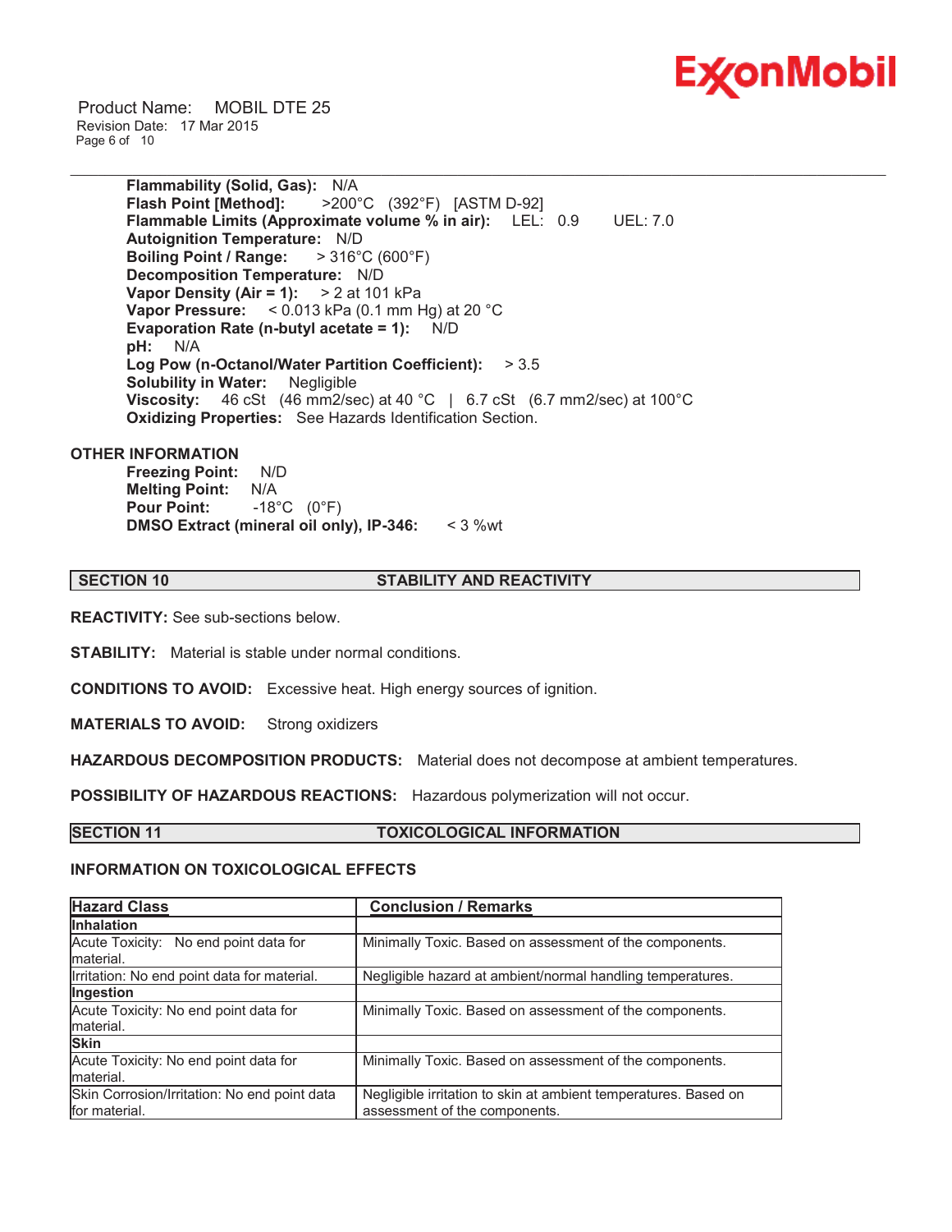**Flammability (Solid, Gas):** N/A
**Flash Point [Method]:** >200°C (392°F) [ASTM D-92]
**Flammable Limits (Approximate volume % in air):** LEL: 0.9 UEL: 7.0
**Autoignition Temperature:** N/D
**Boiling Point / Range:** > 316°C (600°F)
**Decomposition Temperature:** N/D
**Vapor Density (Air = 1):** > 2 at 101 kPa
**Vapor Pressure:** < 0.013 kPa (0.1 mm Hg) at 20 °C
**Evaporation Rate (n-butyl acetate = 1):** N/D
**pH:** N/A
**Log Pow (n-Octanol/Water Partition Coefficient):** > 3.5
**Solubility in Water:** Negligible
**Viscosity:** 46 cSt (46 mm2/sec) at 40 °C | 6.7 cSt (6.7 mm2/sec) at 100°C
**Oxidizing Properties:** See Hazards Identification Section.

**OTHER INFORMATION**

**Freezing Point:** N/D
**Melting Point:** N/A
**Pour Point:** -18°C (0°F)
**DMSO Extract (mineral oil only), IP-346:** < 3 %wt

## SECTION 10 STABILITY AND REACTIVITY

**REACTIVITY:** See sub-sections below.

**STABILITY:** Material is stable under normal conditions.

**CONDITIONS TO AVOID:** Excessive heat. High energy sources of ignition.

**MATERIALS TO AVOID:** Strong oxidizers

**HAZARDOUS DECOMPOSITION PRODUCTS:** Material does not decompose at ambient temperatures.

**POSSIBILITY OF HAZARDOUS REACTIONS:** Hazardous polymerization will not occur.

## SECTION 11 TOXICOLOGICAL INFORMATION

**INFORMATION ON TOXICOLOGICAL EFFECTS**

| Hazard Class | Conclusion / Remarks |
|---|---|
| **Inhalation** | |
| Acute Toxicity: No end point data for material. | Minimally Toxic. Based on assessment of the components. |
| Irritation: No end point data for material. | Negligible hazard at ambient/normal handling temperatures. |
| **Ingestion** | |
| Acute Toxicity: No end point data for material. | Minimally Toxic. Based on assessment of the components. |
| **Skin** | |
| Acute Toxicity: No end point data for material. | Minimally Toxic. Based on assessment of the components. |
| Skin Corrosion/Irritation: No end point data for material. | Negligible irritation to skin at ambient temperatures. Based on assessment of the components. |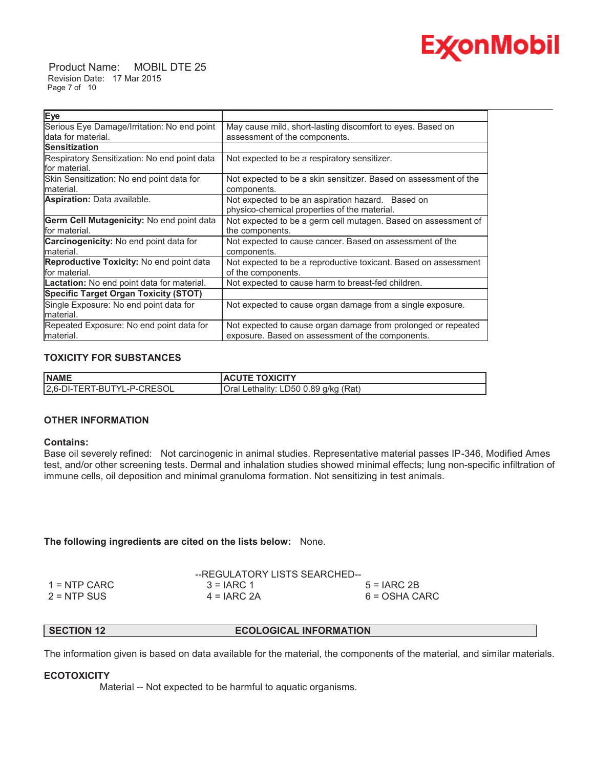| Eye | |
|---|---|
| Serious Eye Damage/Irritation: No end point data for material. | May cause mild, short-lasting discomfort to eyes. Based on assessment of the components. |
| **Sensitization** | |
| Respiratory Sensitization: No end point data for material. | Not expected to be a respiratory sensitizer. |
| Skin Sensitization: No end point data for material. | Not expected to be a skin sensitizer. Based on assessment of the components. |
| **Aspiration:** Data available. | Not expected to be an aspiration hazard. Based on physico-chemical properties of the material. |
| **Germ Cell Mutagenicity:** No end point data for material. | Not expected to be a germ cell mutagen. Based on assessment of the components. |
| **Carcinogenicity:** No end point data for material. | Not expected to cause cancer. Based on assessment of the components. |
| **Reproductive Toxicity:** No end point data for material. | Not expected to be a reproductive toxicant. Based on assessment of the components. |
| **Lactation:** No end point data for material. | Not expected to cause harm to breast-fed children. |
| **Specific Target Organ Toxicity (STOT)** | |
| Single Exposure: No end point data for material. | Not expected to cause organ damage from a single exposure. |
| Repeated Exposure: No end point data for material. | Not expected to cause organ damage from prolonged or repeated exposure. Based on assessment of the components. |

### TOXICITY FOR SUBSTANCES

| NAME | ACUTE TOXICITY |
|---|---|
| 2,6-DI-TERT-BUTYL-P-CRESOL | Oral Lethality: LD50 0.89 g/kg (Rat) |

### OTHER INFORMATION

**Contains:**
Base oil severely refined: Not carcinogenic in animal studies. Representative material passes IP-346, Modified Ames test, and/or other screening tests. Dermal and inhalation studies showed minimal effects; lung non-specific infiltration of immune cells, oil deposition and minimal granuloma formation. Not sensitizing in test animals.

**The following ingredients are cited on the lists below:** None.

--REGULATORY LISTS SEARCHED--

| | | |
|---|---|---|
| 1 = NTP CARC | 3 = IARC 1 | 5 = IARC 2B |
| 2 = NTP SUS | 4 = IARC 2A | 6 = OSHA CARC |

## SECTION 12 ECOLOGICAL INFORMATION

The information given is based on data available for the material, the components of the material, and similar materials.

### ECOTOXICITY

Material -- Not expected to be harmful to aquatic organisms.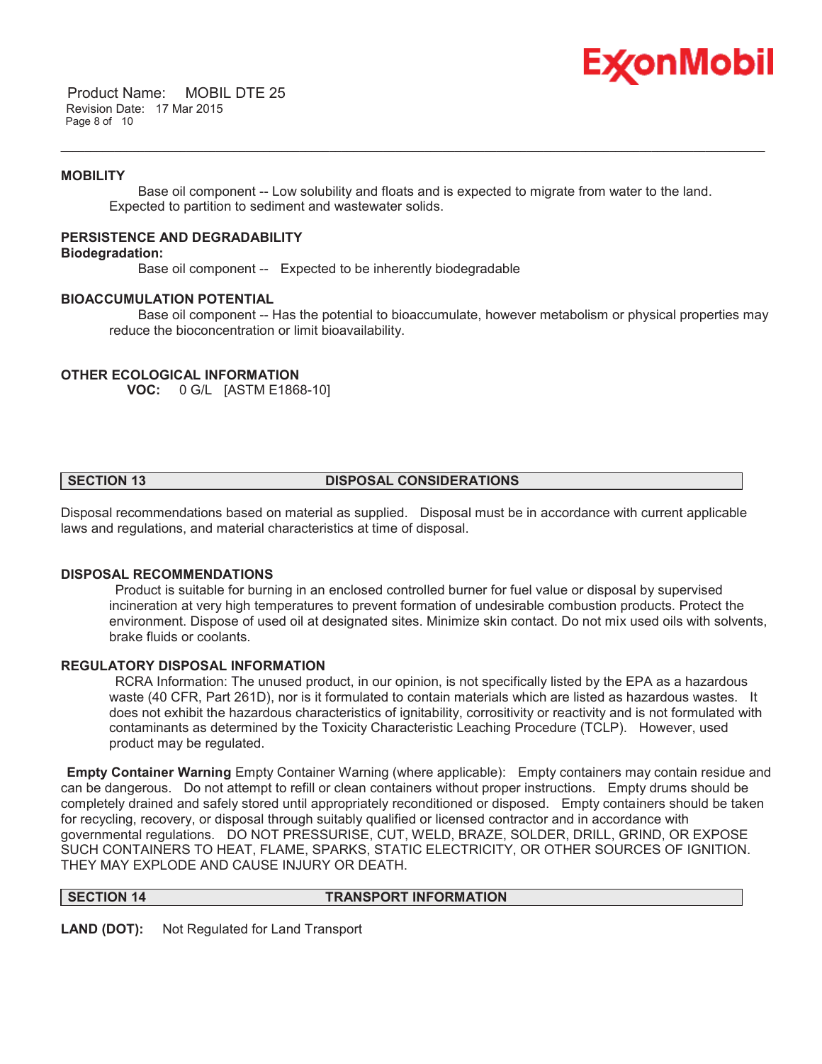### MOBILITY

Base oil component -- Low solubility and floats and is expected to migrate from water to the land. Expected to partition to sediment and wastewater solids.

### PERSISTENCE AND DEGRADABILITY

**Biodegradation:**

Base oil component -- Expected to be inherently biodegradable

### BIOACCUMULATION POTENTIAL

Base oil component -- Has the potential to bioaccumulate, however metabolism or physical properties may reduce the bioconcentration or limit bioavailability.

### OTHER ECOLOGICAL INFORMATION

**VOC:** 0 G/L [ASTM E1868-10]

## SECTION 13 DISPOSAL CONSIDERATIONS

Disposal recommendations based on material as supplied. Disposal must be in accordance with current applicable laws and regulations, and material characteristics at time of disposal.

### DISPOSAL RECOMMENDATIONS

Product is suitable for burning in an enclosed controlled burner for fuel value or disposal by supervised incineration at very high temperatures to prevent formation of undesirable combustion products. Protect the environment. Dispose of used oil at designated sites. Minimize skin contact. Do not mix used oils with solvents, brake fluids or coolants.

### REGULATORY DISPOSAL INFORMATION

RCRA Information: The unused product, in our opinion, is not specifically listed by the EPA as a hazardous waste (40 CFR, Part 261D), nor is it formulated to contain materials which are listed as hazardous wastes. It does not exhibit the hazardous characteristics of ignitability, corrositivity or reactivity and is not formulated with contaminants as determined by the Toxicity Characteristic Leaching Procedure (TCLP). However, used product may be regulated.

**Empty Container Warning** Empty Container Warning (where applicable): Empty containers may contain residue and can be dangerous. Do not attempt to refill or clean containers without proper instructions. Empty drums should be completely drained and safely stored until appropriately reconditioned or disposed. Empty containers should be taken for recycling, recovery, or disposal through suitably qualified or licensed contractor and in accordance with governmental regulations. DO NOT PRESSURISE, CUT, WELD, BRAZE, SOLDER, DRILL, GRIND, OR EXPOSE SUCH CONTAINERS TO HEAT, FLAME, SPARKS, STATIC ELECTRICITY, OR OTHER SOURCES OF IGNITION. THEY MAY EXPLODE AND CAUSE INJURY OR DEATH.

## SECTION 14 TRANSPORT INFORMATION

**LAND (DOT):** Not Regulated for Land Transport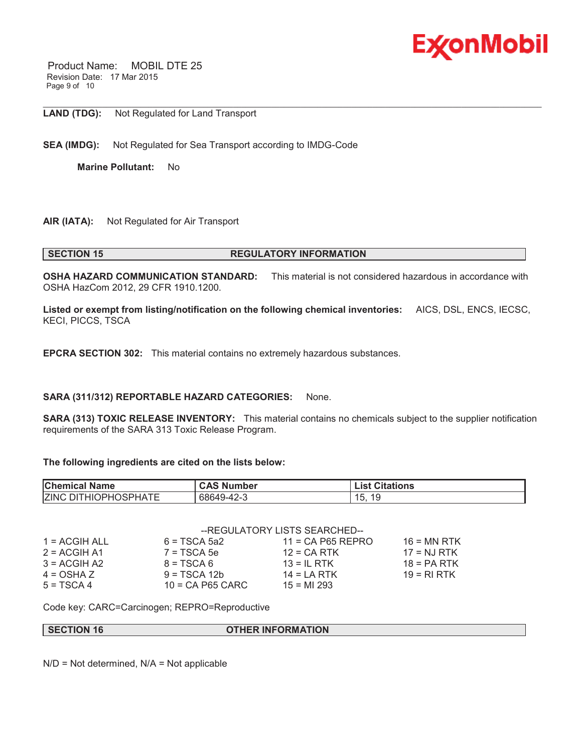**LAND (TDG):** Not Regulated for Land Transport

**SEA (IMDG):** Not Regulated for Sea Transport according to IMDG-Code

**Marine Pollutant:** No

**AIR (IATA):** Not Regulated for Air Transport

## SECTION 15 REGULATORY INFORMATION

**OSHA HAZARD COMMUNICATION STANDARD:** This material is not considered hazardous in accordance with OSHA HazCom 2012, 29 CFR 1910.1200.

**Listed or exempt from listing/notification on the following chemical inventories:** AICS, DSL, ENCS, IECSC, KECI, PICCS, TSCA

**EPCRA SECTION 302:** This material contains no extremely hazardous substances.

**SARA (311/312) REPORTABLE HAZARD CATEGORIES:** None.

**SARA (313) TOXIC RELEASE INVENTORY:** This material contains no chemicals subject to the supplier notification requirements of the SARA 313 Toxic Release Program.

**The following ingredients are cited on the lists below:**

| Chemical Name | CAS Number | List Citations |
|---|---|---|
| ZINC DITHIOPHOSPHATE | 68649-42-3 | 15, 19 |

--REGULATORY LISTS SEARCHED--

| | | | |
|---|---|---|---|
| 1 = ACGIH ALL | 6 = TSCA 5a2 | 11 = CA P65 REPRO | 16 = MN RTK |
| 2 = ACGIH A1 | 7 = TSCA 5e | 12 = CA RTK | 17 = NJ RTK |
| 3 = ACGIH A2 | 8 = TSCA 6 | 13 = IL RTK | 18 = PA RTK |
| 4 = OSHA Z | 9 = TSCA 12b | 14 = LA RTK | 19 = RI RTK |
| 5 = TSCA 4 | 10 = CA P65 CARC | 15 = MI 293 | |

Code key: CARC=Carcinogen; REPRO=Reproductive

## SECTION 16 OTHER INFORMATION

N/D = Not determined, N/A = Not applicable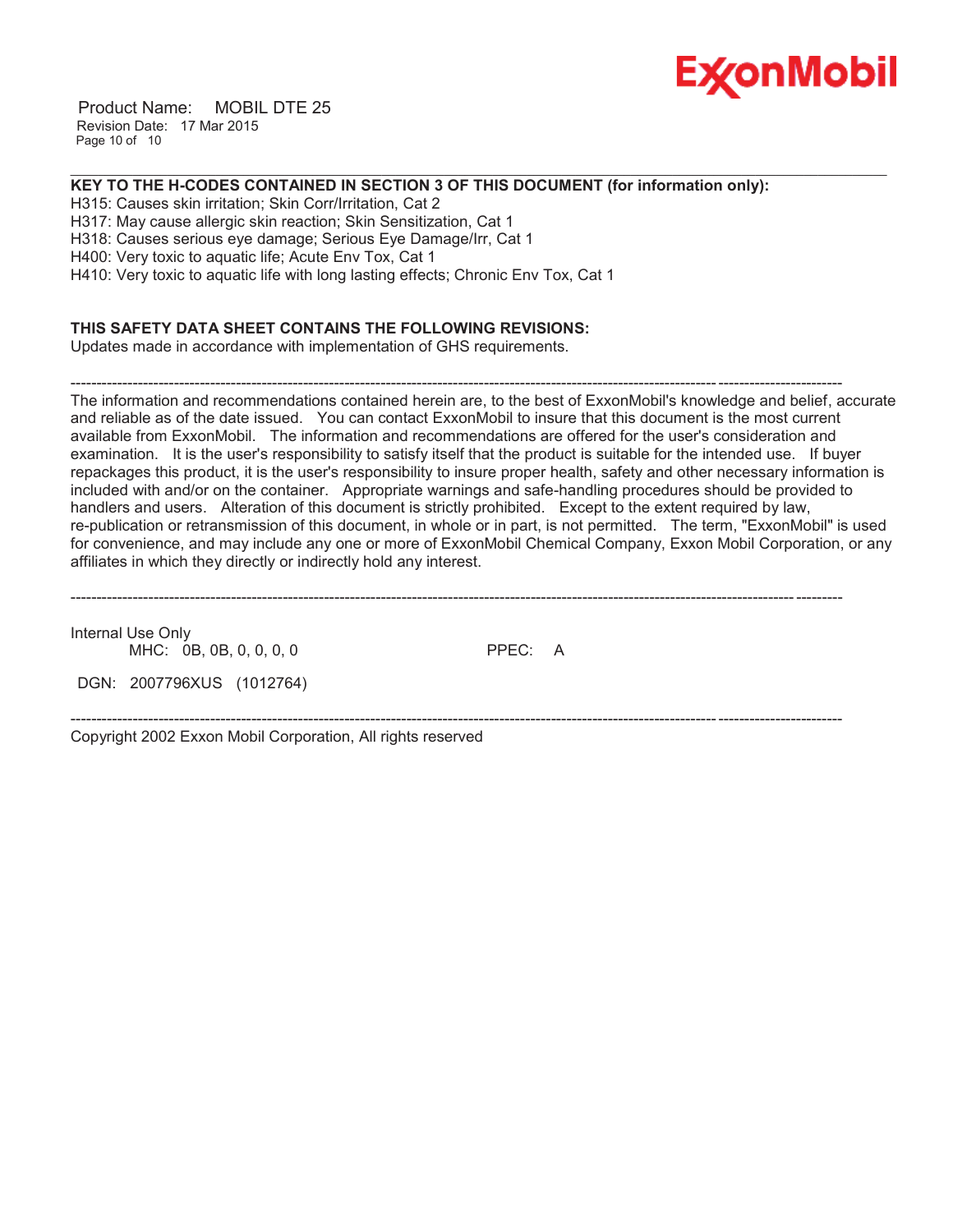**KEY TO THE H-CODES CONTAINED IN SECTION 3 OF THIS DOCUMENT (for information only):**

H315: Causes skin irritation; Skin Corr/Irritation, Cat 2
H317: May cause allergic skin reaction; Skin Sensitization, Cat 1
H318: Causes serious eye damage; Serious Eye Damage/Irr, Cat 1
H400: Very toxic to aquatic life; Acute Env Tox, Cat 1
H410: Very toxic to aquatic life with long lasting effects; Chronic Env Tox, Cat 1

**THIS SAFETY DATA SHEET CONTAINS THE FOLLOWING REVISIONS:**

Updates made in accordance with implementation of GHS requirements.

---

The information and recommendations contained herein are, to the best of ExxonMobil's knowledge and belief, accurate and reliable as of the date issued. You can contact ExxonMobil to insure that this document is the most current available from ExxonMobil. The information and recommendations are offered for the user's consideration and examination. It is the user's responsibility to satisfy itself that the product is suitable for the intended use. If buyer repackages this product, it is the user's responsibility to insure proper health, safety and other necessary information is included with and/or on the container. Appropriate warnings and safe-handling procedures should be provided to handlers and users. Alteration of this document is strictly prohibited. Except to the extent required by law, re-publication or retransmission of this document, in whole or in part, is not permitted. The term, "ExxonMobil" is used for convenience, and may include any one or more of ExxonMobil Chemical Company, Exxon Mobil Corporation, or any affiliates in which they directly or indirectly hold any interest.

---

Internal Use Only

MHC: 0B, 0B, 0, 0, 0, 0 PPEC: A

DGN: 2007796XUS (1012764)

---

Copyright 2002 Exxon Mobil Corporation, All rights reserved